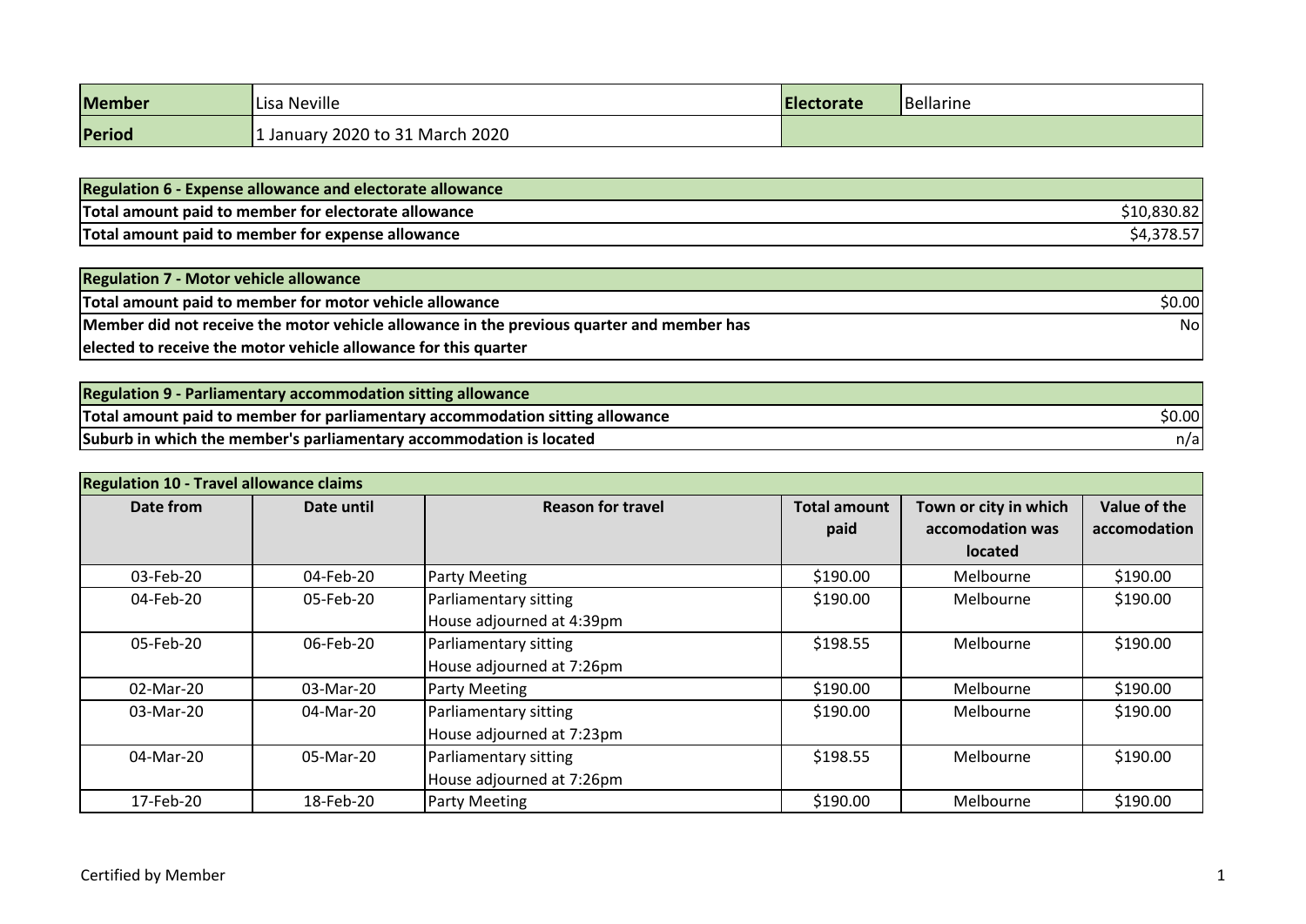| Member | Lisa Neville | Electorate | Bellarine |
|---|---|---|---|
| Period | 1 January 2020 to 31 March 2020 | | |

| Regulation 6 - Expense allowance and electorate allowance | |
|---|---|
| Total amount paid to member for electorate allowance | $10,830.82 |
| Total amount paid to member for expense allowance | $4,378.57 |

| Regulation 7 - Motor vehicle allowance | |
|---|---|
| Total amount paid to member for motor vehicle allowance | $0.00 |
| Member did not receive the motor vehicle allowance in the previous quarter and member has elected to receive the motor vehicle allowance for this quarter | No |

| Regulation 9 - Parliamentary accommodation sitting allowance | |
|---|---|
| Total amount paid to member for parliamentary accommodation sitting allowance | $0.00 |
| Suburb in which the member's parliamentary accommodation is located | n/a |

**Regulation 10 - Travel allowance claims**

| Date from | Date until | Reason for travel | Total amount paid | Town or city in which accomodation was located | Value of the accomodation |
|---|---|---|---|---|---|
| 03-Feb-20 | 04-Feb-20 | Party Meeting | $190.00 | Melbourne | $190.00 |
| 04-Feb-20 | 05-Feb-20 | Parliamentary sitting House adjourned at 4:39pm | $190.00 | Melbourne | $190.00 |
| 05-Feb-20 | 06-Feb-20 | Parliamentary sitting House adjourned at 7:26pm | $198.55 | Melbourne | $190.00 |
| 02-Mar-20 | 03-Mar-20 | Party Meeting | $190.00 | Melbourne | $190.00 |
| 03-Mar-20 | 04-Mar-20 | Parliamentary sitting House adjourned at 7:23pm | $190.00 | Melbourne | $190.00 |
| 04-Mar-20 | 05-Mar-20 | Parliamentary sitting House adjourned at 7:26pm | $198.55 | Melbourne | $190.00 |
| 17-Feb-20 | 18-Feb-20 | Party Meeting | $190.00 | Melbourne | $190.00 |

Certified by Member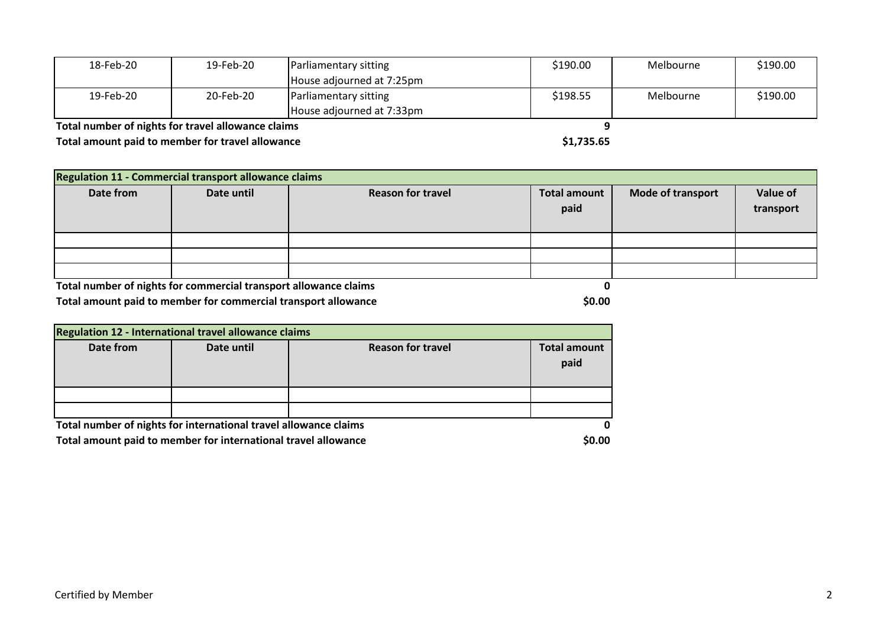| | | | | | |
|---|---|---|---|---|---|
| 18-Feb-20 | 19-Feb-20 | Parliamentary sitting<br>House adjourned at 7:25pm | $190.00 | Melbourne | $190.00 |
| 19-Feb-20 | 20-Feb-20 | Parliamentary sitting<br>House adjourned at 7:33pm | $198.55 | Melbourne | $190.00 |

**Total number of nights for travel allowance claims** **9**

**Total amount paid to member for travel allowance** **$1,735.65**

| Regulation 11 - Commercial transport allowance claims | | | | | |
|---|---|---|---|---|---|
| **Date from** | **Date until** | **Reason for travel** | **Total amount paid** | **Mode of transport** | **Value of transport** |
| | | | | | |
| | | | | | |
| | | | | | |

**Total number of nights for commercial transport allowance claims** **0**

**Total amount paid to member for commercial transport allowance** **$0.00**

| Regulation 12 - International travel allowance claims | | | |
|---|---|---|---|
| **Date from** | **Date until** | **Reason for travel** | **Total amount paid** |
| | | | |
| | | | |

**Total number of nights for international travel allowance claims** **0**

**Total amount paid to member for international travel allowance** **$0.00**

Certified by Member